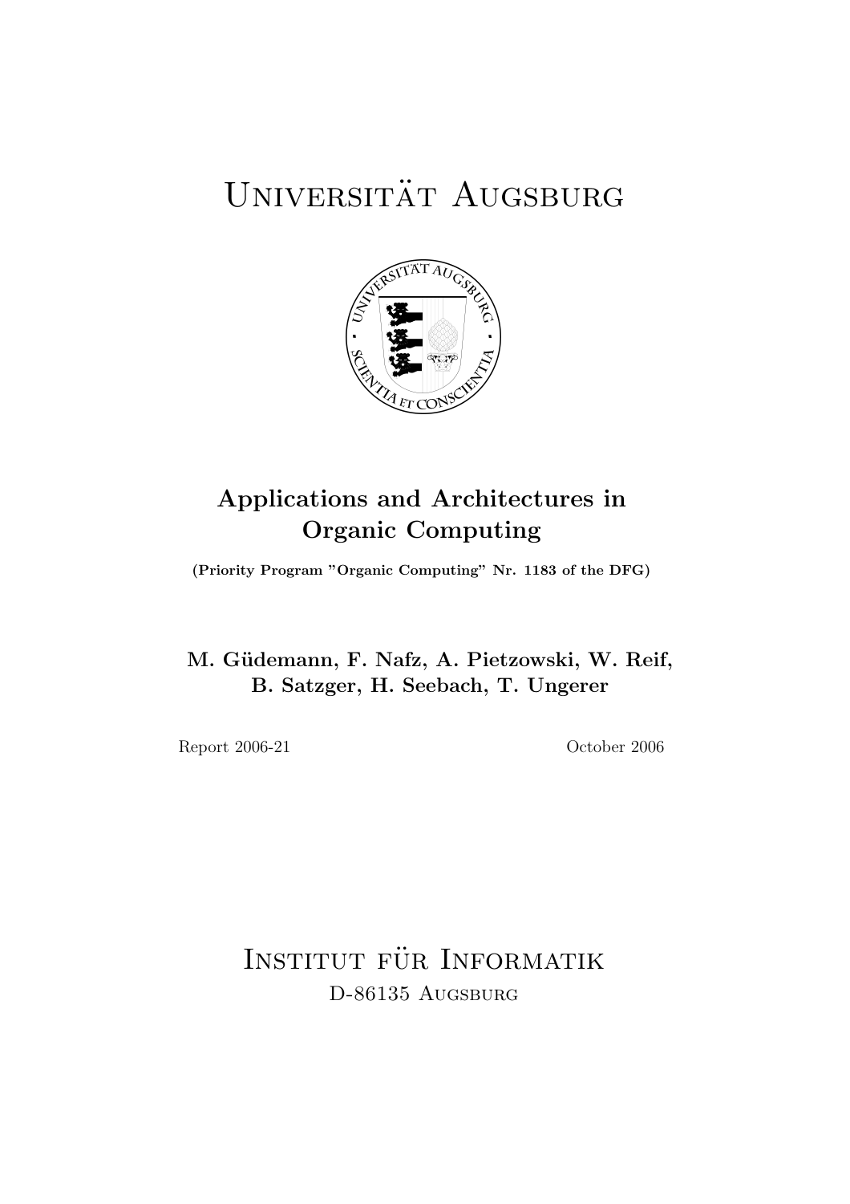# Universität Augsburg

## Applications and Architectures in Organic Computing

**(Priority Program "Organic Computing" Nr. 1183 of the DFG)**

**M. Güdemann, F. Nafz, A. Pietzowski, W. Reif, B. Satzger, H. Seebach, T. Ungerer**

Report 2006-21 October 2006

# Institut für Informatik

D-86135 Augsburg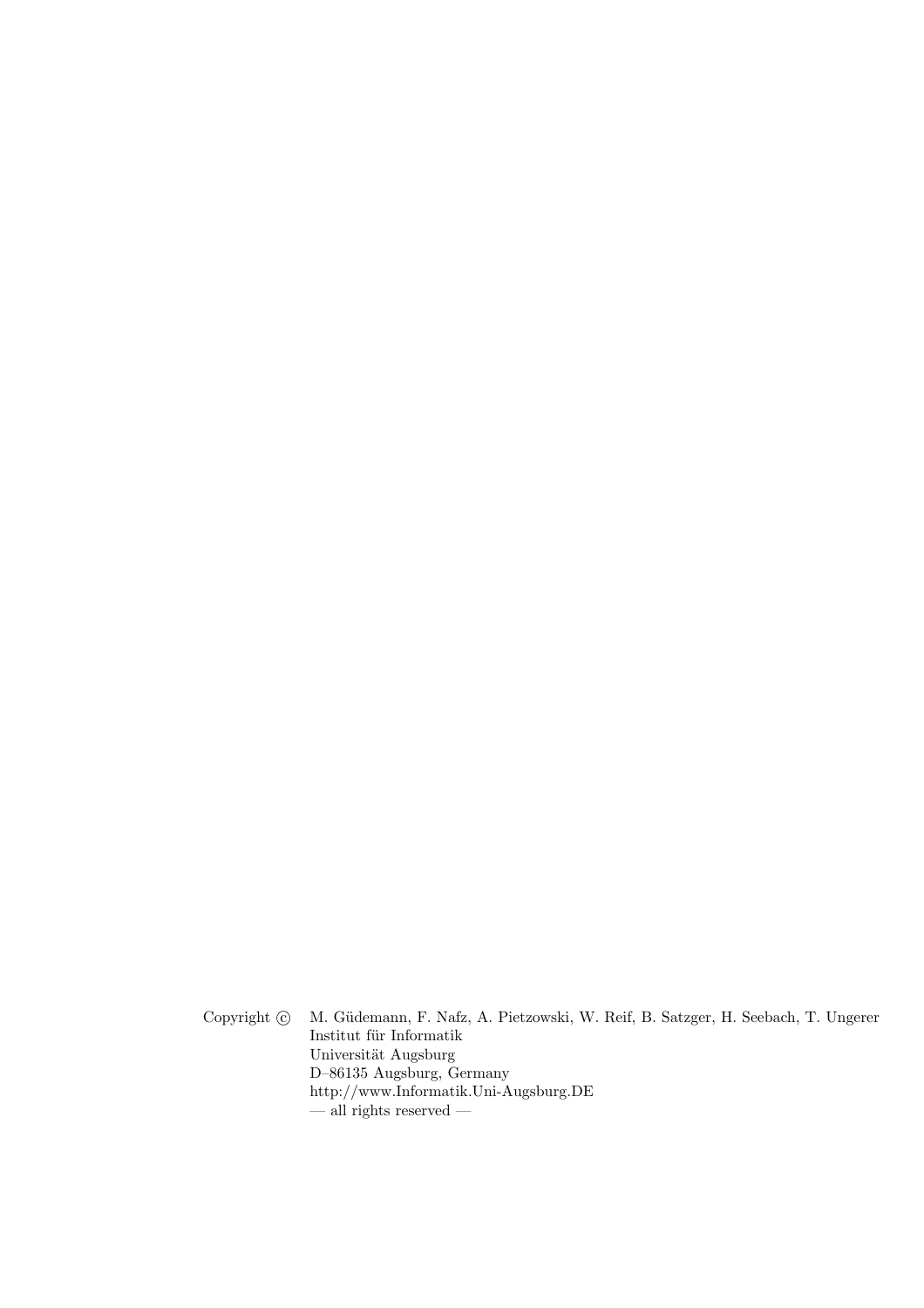Copyright © M. Güdemann, F. Nafz, A. Pietzowski, W. Reif, B. Satzger, H. Seebach, T. Ungerer
Institut für Informatik
Universität Augsburg
D–86135 Augsburg, Germany
http://www.Informatik.Uni-Augsburg.DE
— all rights reserved —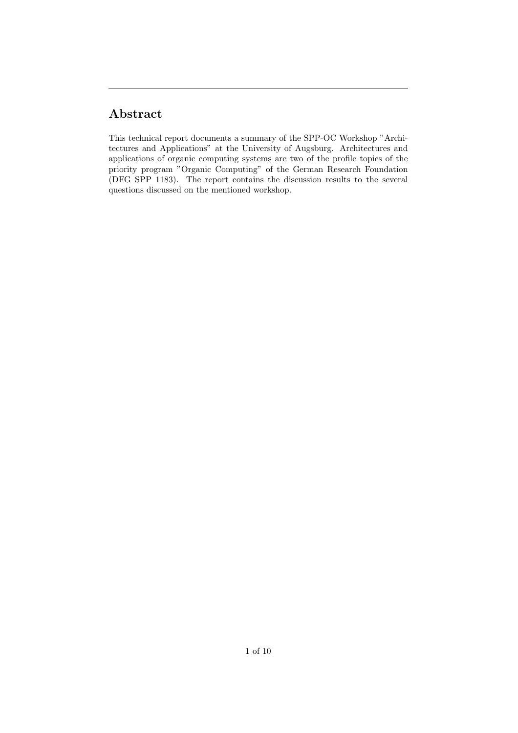## Abstract

This technical report documents a summary of the SPP-OC Workshop "Architectures and Applications" at the University of Augsburg. Architectures and applications of organic computing systems are two of the profile topics of the priority program "Organic Computing" of the German Research Foundation (DFG SPP 1183). The report contains the discussion results to the several questions discussed on the mentioned workshop.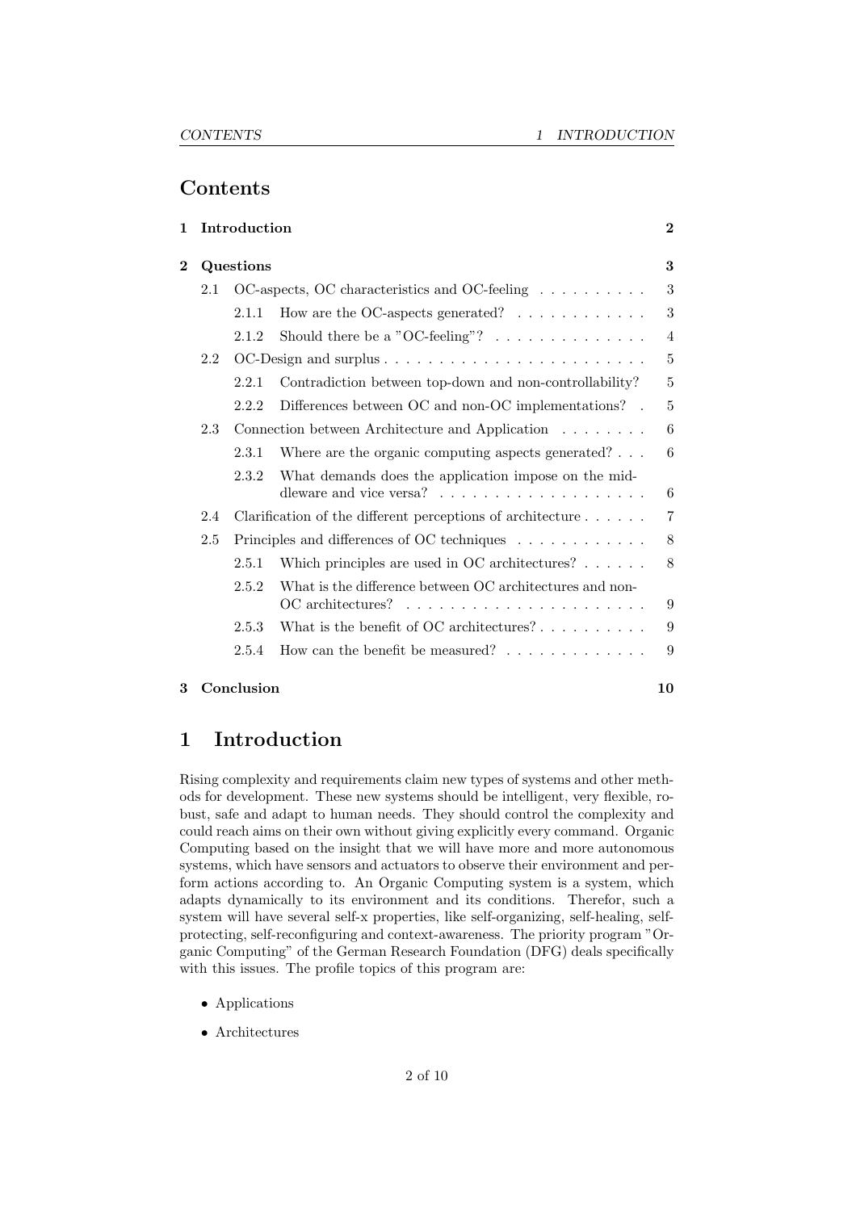# Contents

| | | Page |
|---|---|---|
| **1** | **Introduction** | **2** |
| **2** | **Questions** | **3** |
| 2.1 | OC-aspects, OC characteristics and OC-feeling | 3 |
| 2.1.1 | How are the OC-aspects generated? | 3 |
| 2.1.2 | Should there be a "OC-feeling"? | 4 |
| 2.2 | OC-Design and surplus | 5 |
| 2.2.1 | Contradiction between top-down and non-controllability? | 5 |
| 2.2.2 | Differences between OC and non-OC implementations? | 5 |
| 2.3 | Connection between Architecture and Application | 6 |
| 2.3.1 | Where are the organic computing aspects generated? | 6 |
| 2.3.2 | What demands does the application impose on the middleware and vice versa? | 6 |
| 2.4 | Clarification of the different perceptions of architecture | 7 |
| 2.5 | Principles and differences of OC techniques | 8 |
| 2.5.1 | Which principles are used in OC architectures? | 8 |
| 2.5.2 | What is the difference between OC architectures and non-OC architectures? | 9 |
| 2.5.3 | What is the benefit of OC architectures? | 9 |
| 2.5.4 | How can the benefit be measured? | 9 |
| **3** | **Conclusion** | **10** |

# 1 Introduction

Rising complexity and requirements claim new types of systems and other methods for development. These new systems should be intelligent, very flexible, robust, safe and adapt to human needs. They should control the complexity and could reach aims on their own without giving explicitly every command. Organic Computing based on the insight that we will have more and more autonomous systems, which have sensors and actuators to observe their environment and perform actions according to. An Organic Computing system is a system, which adapts dynamically to its environment and its conditions. Therefor, such a system will have several self-x properties, like self-organizing, self-healing, self-protecting, self-reconfiguring and context-awareness. The priority program "Organic Computing" of the German Research Foundation (DFG) deals specifically with this issues. The profile topics of this program are:

- Applications
- Architectures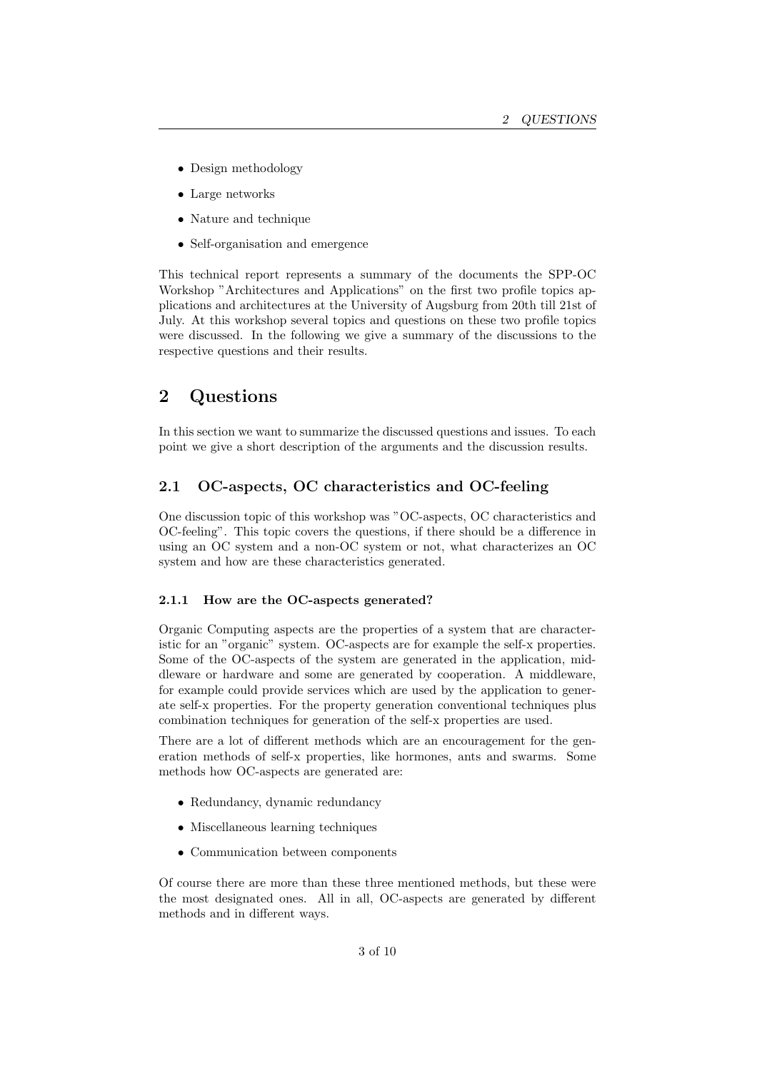- Design methodology
- Large networks
- Nature and technique
- Self-organisation and emergence

This technical report represents a summary of the documents the SPP-OC Workshop "Architectures and Applications" on the first two profile topics applications and architectures at the University of Augsburg from 20th till 21st of July. At this workshop several topics and questions on these two profile topics were discussed. In the following we give a summary of the discussions to the respective questions and their results.

# 2 Questions

In this section we want to summarize the discussed questions and issues. To each point we give a short description of the arguments and the discussion results.

## 2.1 OC-aspects, OC characteristics and OC-feeling

One discussion topic of this workshop was "OC-aspects, OC characteristics and OC-feeling". This topic covers the questions, if there should be a difference in using an OC system and a non-OC system or not, what characterizes an OC system and how are these characteristics generated.

### 2.1.1 How are the OC-aspects generated?

Organic Computing aspects are the properties of a system that are characteristic for an "organic" system. OC-aspects are for example the self-x properties. Some of the OC-aspects of the system are generated in the application, middleware or hardware and some are generated by cooperation. A middleware, for example could provide services which are used by the application to generate self-x properties. For the property generation conventional techniques plus combination techniques for generation of the self-x properties are used.

There are a lot of different methods which are an encouragement for the generation methods of self-x properties, like hormones, ants and swarms. Some methods how OC-aspects are generated are:

- Redundancy, dynamic redundancy
- Miscellaneous learning techniques
- Communication between components

Of course there are more than these three mentioned methods, but these were the most designated ones. All in all, OC-aspects are generated by different methods and in different ways.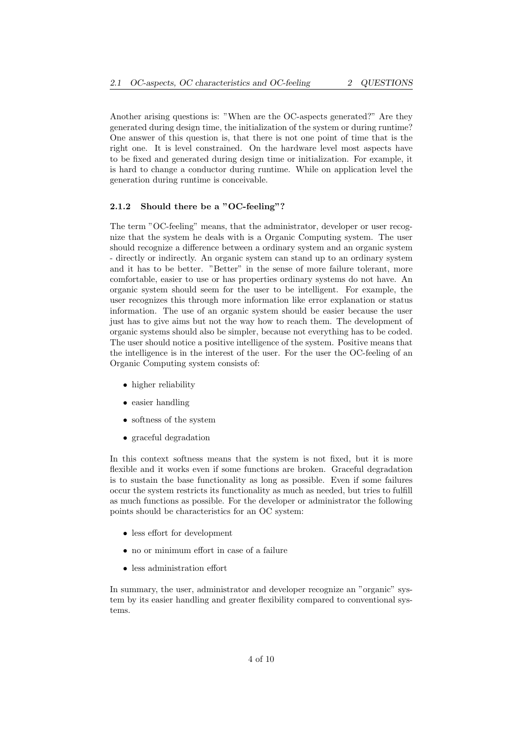Another arising questions is: "When are the OC-aspects generated?" Are they generated during design time, the initialization of the system or during runtime? One answer of this question is, that there is not one point of time that is the right one. It is level constrained. On the hardware level most aspects have to be fixed and generated during design time or initialization. For example, it is hard to change a conductor during runtime. While on application level the generation during runtime is conceivable.

### 2.1.2 Should there be a "OC-feeling"?

The term "OC-feeling" means, that the administrator, developer or user recognize that the system he deals with is a Organic Computing system. The user should recognize a difference between a ordinary system and an organic system - directly or indirectly. An organic system can stand up to an ordinary system and it has to be better. "Better" in the sense of more failure tolerant, more comfortable, easier to use or has properties ordinary systems do not have. An organic system should seem for the user to be intelligent. For example, the user recognizes this through more information like error explanation or status information. The use of an organic system should be easier because the user just has to give aims but not the way how to reach them. The development of organic systems should also be simpler, because not everything has to be coded. The user should notice a positive intelligence of the system. Positive means that the intelligence is in the interest of the user. For the user the OC-feeling of an Organic Computing system consists of:

- higher reliability
- easier handling
- softness of the system
- graceful degradation

In this context softness means that the system is not fixed, but it is more flexible and it works even if some functions are broken. Graceful degradation is to sustain the base functionality as long as possible. Even if some failures occur the system restricts its functionality as much as needed, but tries to fulfill as much functions as possible. For the developer or administrator the following points should be characteristics for an OC system:

- less effort for development
- no or minimum effort in case of a failure
- less administration effort

In summary, the user, administrator and developer recognize an "organic" system by its easier handling and greater flexibility compared to conventional systems.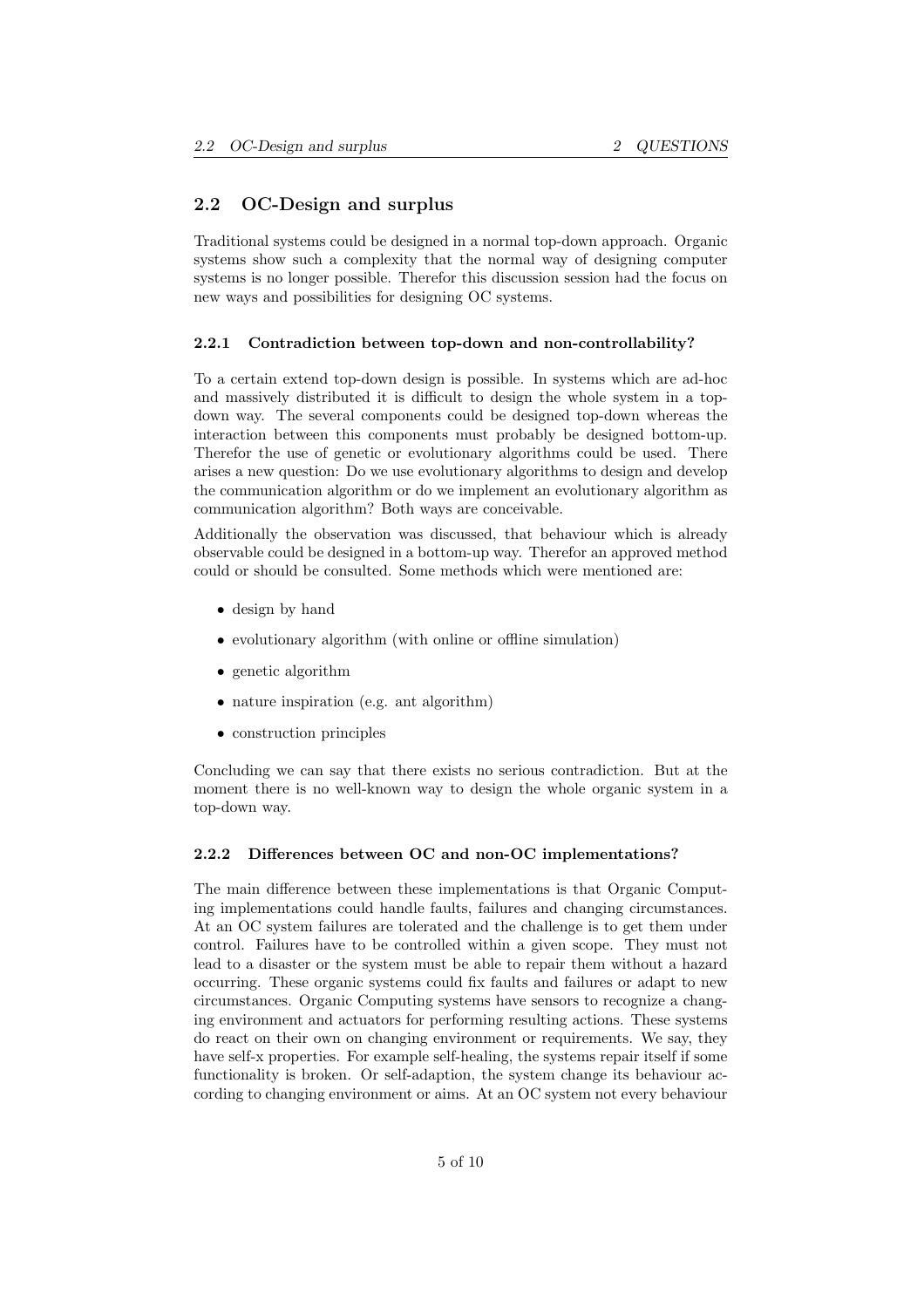## 2.2 OC-Design and surplus

Traditional systems could be designed in a normal top-down approach. Organic systems show such a complexity that the normal way of designing computer systems is no longer possible. Therefor this discussion session had the focus on new ways and possibilities for designing OC systems.

### 2.2.1 Contradiction between top-down and non-controllability?

To a certain extend top-down design is possible. In systems which are ad-hoc and massively distributed it is difficult to design the whole system in a top-down way. The several components could be designed top-down whereas the interaction between this components must probably be designed bottom-up. Therefor the use of genetic or evolutionary algorithms could be used. There arises a new question: Do we use evolutionary algorithms to design and develop the communication algorithm or do we implement an evolutionary algorithm as communication algorithm? Both ways are conceivable.

Additionally the observation was discussed, that behaviour which is already observable could be designed in a bottom-up way. Therefor an approved method could or should be consulted. Some methods which were mentioned are:

- design by hand
- evolutionary algorithm (with online or offline simulation)
- genetic algorithm
- nature inspiration (e.g. ant algorithm)
- construction principles

Concluding we can say that there exists no serious contradiction. But at the moment there is no well-known way to design the whole organic system in a top-down way.

### 2.2.2 Differences between OC and non-OC implementations?

The main difference between these implementations is that Organic Computing implementations could handle faults, failures and changing circumstances. At an OC system failures are tolerated and the challenge is to get them under control. Failures have to be controlled within a given scope. They must not lead to a disaster or the system must be able to repair them without a hazard occurring. These organic systems could fix faults and failures or adapt to new circumstances. Organic Computing systems have sensors to recognize a changing environment and actuators for performing resulting actions. These systems do react on their own on changing environment or requirements. We say, they have self-x properties. For example self-healing, the systems repair itself if some functionality is broken. Or self-adaption, the system change its behaviour according to changing environment or aims. At an OC system not every behaviour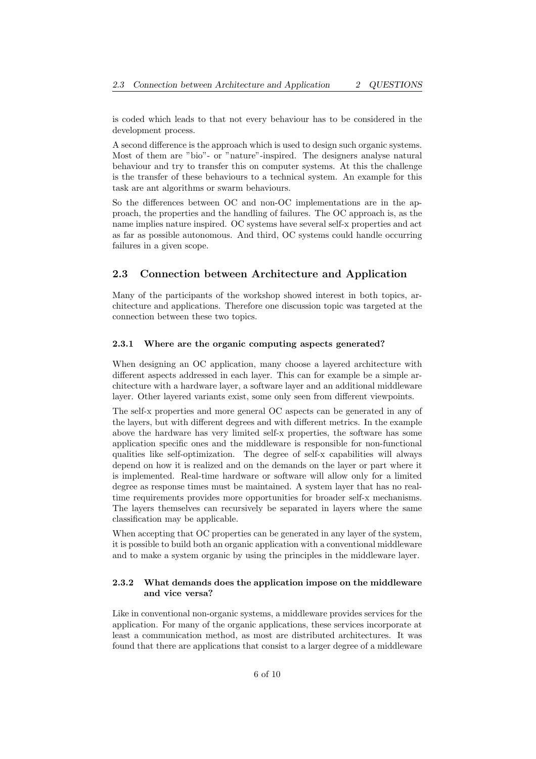is coded which leads to that not every behaviour has to be considered in the development process.

A second difference is the approach which is used to design such organic systems. Most of them are "bio"- or "nature"-inspired. The designers analyse natural behaviour and try to transfer this on computer systems. At this the challenge is the transfer of these behaviours to a technical system. An example for this task are ant algorithms or swarm behaviours.

So the differences between OC and non-OC implementations are in the approach, the properties and the handling of failures. The OC approach is, as the name implies nature inspired. OC systems have several self-x properties and act as far as possible autonomous. And third, OC systems could handle occurring failures in a given scope.

## 2.3 Connection between Architecture and Application

Many of the participants of the workshop showed interest in both topics, architecture and applications. Therefore one discussion topic was targeted at the connection between these two topics.

### 2.3.1 Where are the organic computing aspects generated?

When designing an OC application, many choose a layered architecture with different aspects addressed in each layer. This can for example be a simple architecture with a hardware layer, a software layer and an additional middleware layer. Other layered variants exist, some only seen from different viewpoints.

The self-x properties and more general OC aspects can be generated in any of the layers, but with different degrees and with different metrics. In the example above the hardware has very limited self-x properties, the software has some application specific ones and the middleware is responsible for non-functional qualities like self-optimization. The degree of self-x capabilities will always depend on how it is realized and on the demands on the layer or part where it is implemented. Real-time hardware or software will allow only for a limited degree as response times must be maintained. A system layer that has no real-time requirements provides more opportunities for broader self-x mechanisms. The layers themselves can recursively be separated in layers where the same classification may be applicable.

When accepting that OC properties can be generated in any layer of the system, it is possible to build both an organic application with a conventional middleware and to make a system organic by using the principles in the middleware layer.

### 2.3.2 What demands does the application impose on the middleware and vice versa?

Like in conventional non-organic systems, a middleware provides services for the application. For many of the organic applications, these services incorporate at least a communication method, as most are distributed architectures. It was found that there are applications that consist to a larger degree of a middleware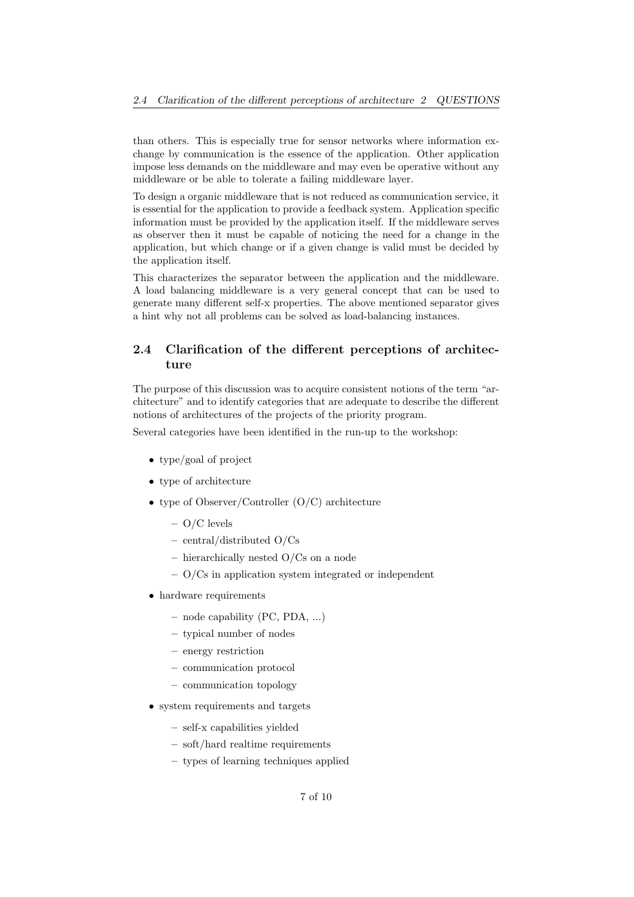than others. This is especially true for sensor networks where information exchange by communication is the essence of the application. Other application impose less demands on the middleware and may even be operative without any middleware or be able to tolerate a failing middleware layer.

To design a organic middleware that is not reduced as communication service, it is essential for the application to provide a feedback system. Application specific information must be provided by the application itself. If the middleware serves as observer then it must be capable of noticing the need for a change in the application, but which change or if a given change is valid must be decided by the application itself.

This characterizes the separator between the application and the middleware. A load balancing middleware is a very general concept that can be used to generate many different self-x properties. The above mentioned separator gives a hint why not all problems can be solved as load-balancing instances.

## 2.4 Clarification of the different perceptions of architecture

The purpose of this discussion was to acquire consistent notions of the term "architecture" and to identify categories that are adequate to describe the different notions of architectures of the projects of the priority program.

Several categories have been identified in the run-up to the workshop:

- type/goal of project
- type of architecture
- type of Observer/Controller (O/C) architecture
  - O/C levels
  - central/distributed O/Cs
  - hierarchically nested O/Cs on a node
  - O/Cs in application system integrated or independent
- hardware requirements
  - node capability (PC, PDA, ...)
  - typical number of nodes
  - energy restriction
  - communication protocol
  - communication topology
- system requirements and targets
  - self-x capabilities yielded
  - soft/hard realtime requirements
  - types of learning techniques applied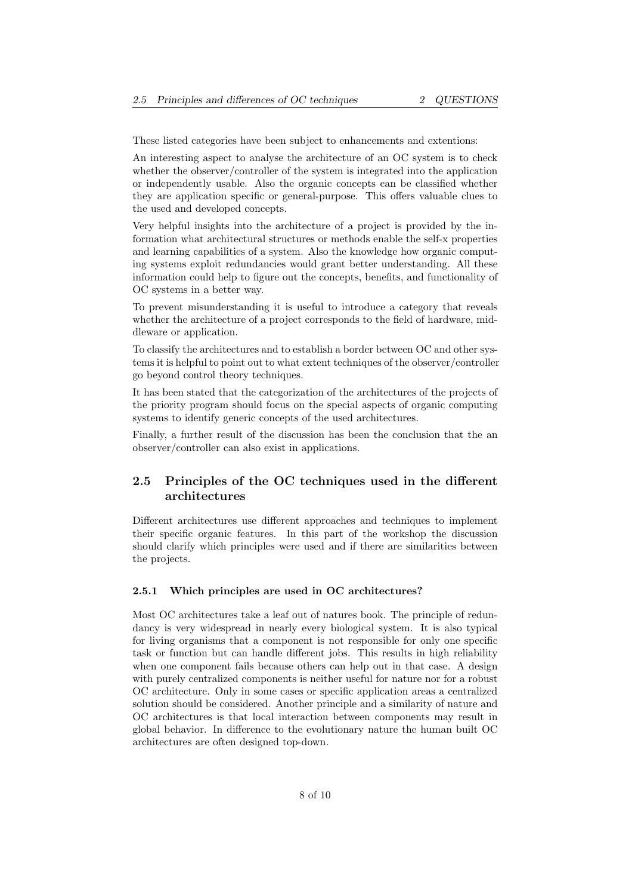These listed categories have been subject to enhancements and extentions:

An interesting aspect to analyse the architecture of an OC system is to check whether the observer/controller of the system is integrated into the application or independently usable. Also the organic concepts can be classified whether they are application specific or general-purpose. This offers valuable clues to the used and developed concepts.

Very helpful insights into the architecture of a project is provided by the information what architectural structures or methods enable the self-x properties and learning capabilities of a system. Also the knowledge how organic computing systems exploit redundancies would grant better understanding. All these information could help to figure out the concepts, benefits, and functionality of OC systems in a better way.

To prevent misunderstanding it is useful to introduce a category that reveals whether the architecture of a project corresponds to the field of hardware, middleware or application.

To classify the architectures and to establish a border between OC and other systems it is helpful to point out to what extent techniques of the observer/controller go beyond control theory techniques.

It has been stated that the categorization of the architectures of the projects of the priority program should focus on the special aspects of organic computing systems to identify generic concepts of the used architectures.

Finally, a further result of the discussion has been the conclusion that the an observer/controller can also exist in applications.

## 2.5 Principles of the OC techniques used in the different architectures

Different architectures use different approaches and techniques to implement their specific organic features. In this part of the workshop the discussion should clarify which principles were used and if there are similarities between the projects.

### 2.5.1 Which principles are used in OC architectures?

Most OC architectures take a leaf out of natures book. The principle of redundancy is very widespread in nearly every biological system. It is also typical for living organisms that a component is not responsible for only one specific task or function but can handle different jobs. This results in high reliability when one component fails because others can help out in that case. A design with purely centralized components is neither useful for nature nor for a robust OC architecture. Only in some cases or specific application areas a centralized solution should be considered. Another principle and a similarity of nature and OC architectures is that local interaction between components may result in global behavior. In difference to the evolutionary nature the human built OC architectures are often designed top-down.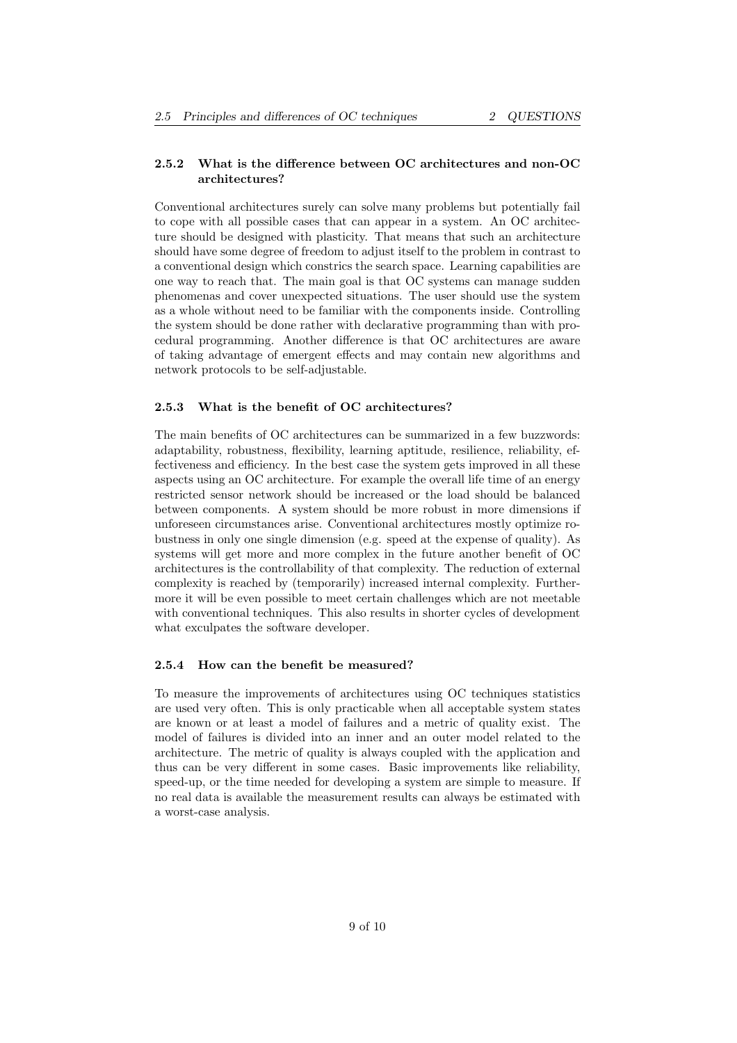### 2.5.2 What is the difference between OC architectures and non-OC architectures?

Conventional architectures surely can solve many problems but potentially fail to cope with all possible cases that can appear in a system. An OC architecture should be designed with plasticity. That means that such an architecture should have some degree of freedom to adjust itself to the problem in contrast to a conventional design which constrics the search space. Learning capabilities are one way to reach that. The main goal is that OC systems can manage sudden phenomenas and cover unexpected situations. The user should use the system as a whole without need to be familiar with the components inside. Controlling the system should be done rather with declarative programming than with procedural programming. Another difference is that OC architectures are aware of taking advantage of emergent effects and may contain new algorithms and network protocols to be self-adjustable.

### 2.5.3 What is the benefit of OC architectures?

The main benefits of OC architectures can be summarized in a few buzzwords: adaptability, robustness, flexibility, learning aptitude, resilience, reliability, effectiveness and efficiency. In the best case the system gets improved in all these aspects using an OC architecture. For example the overall life time of an energy restricted sensor network should be increased or the load should be balanced between components. A system should be more robust in more dimensions if unforeseen circumstances arise. Conventional architectures mostly optimize robustness in only one single dimension (e.g. speed at the expense of quality). As systems will get more and more complex in the future another benefit of OC architectures is the controllability of that complexity. The reduction of external complexity is reached by (temporarily) increased internal complexity. Furthermore it will be even possible to meet certain challenges which are not meetable with conventional techniques. This also results in shorter cycles of development what exculpates the software developer.

### 2.5.4 How can the benefit be measured?

To measure the improvements of architectures using OC techniques statistics are used very often. This is only practicable when all acceptable system states are known or at least a model of failures and a metric of quality exist. The model of failures is divided into an inner and an outer model related to the architecture. The metric of quality is always coupled with the application and thus can be very different in some cases. Basic improvements like reliability, speed-up, or the time needed for developing a system are simple to measure. If no real data is available the measurement results can always be estimated with a worst-case analysis.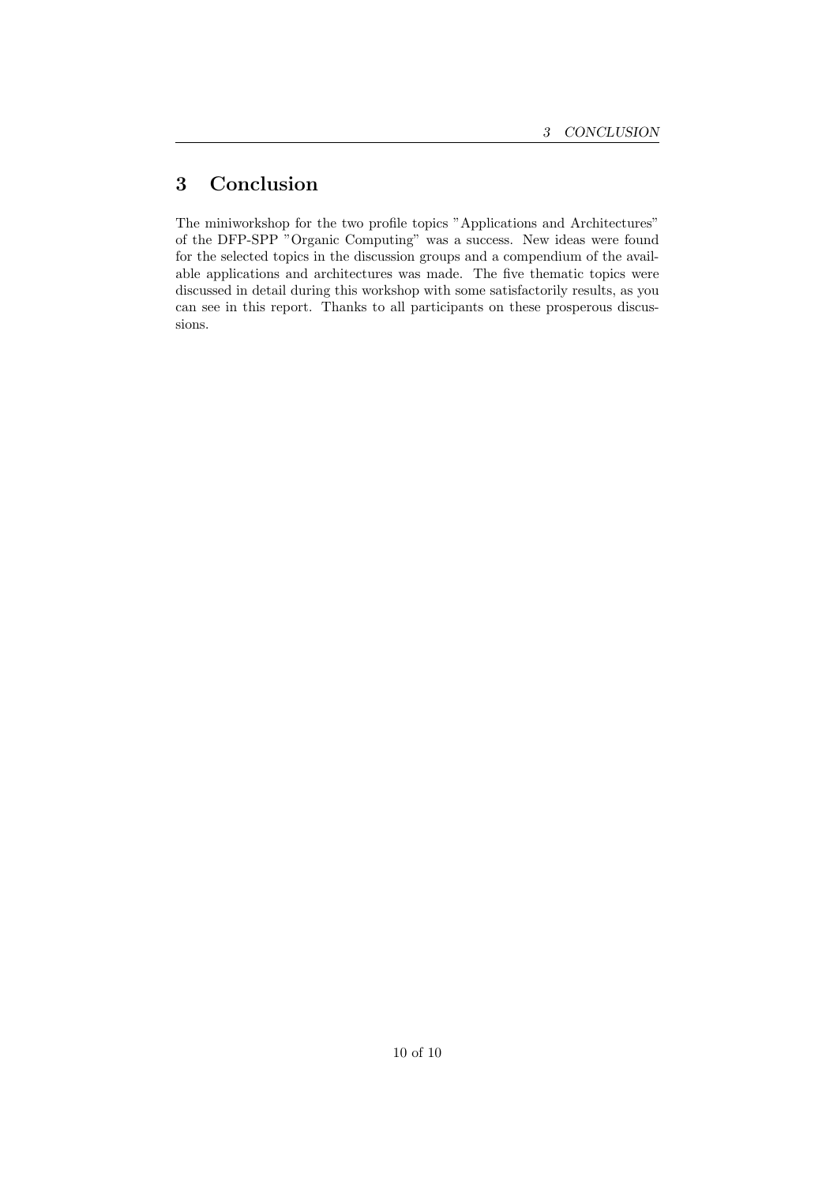# 3 Conclusion

The miniworkshop for the two profile topics "Applications and Architectures" of the DFP-SPP "Organic Computing" was a success. New ideas were found for the selected topics in the discussion groups and a compendium of the available applications and architectures was made. The five thematic topics were discussed in detail during this workshop with some satisfactorily results, as you can see in this report. Thanks to all participants on these prosperous discussions.